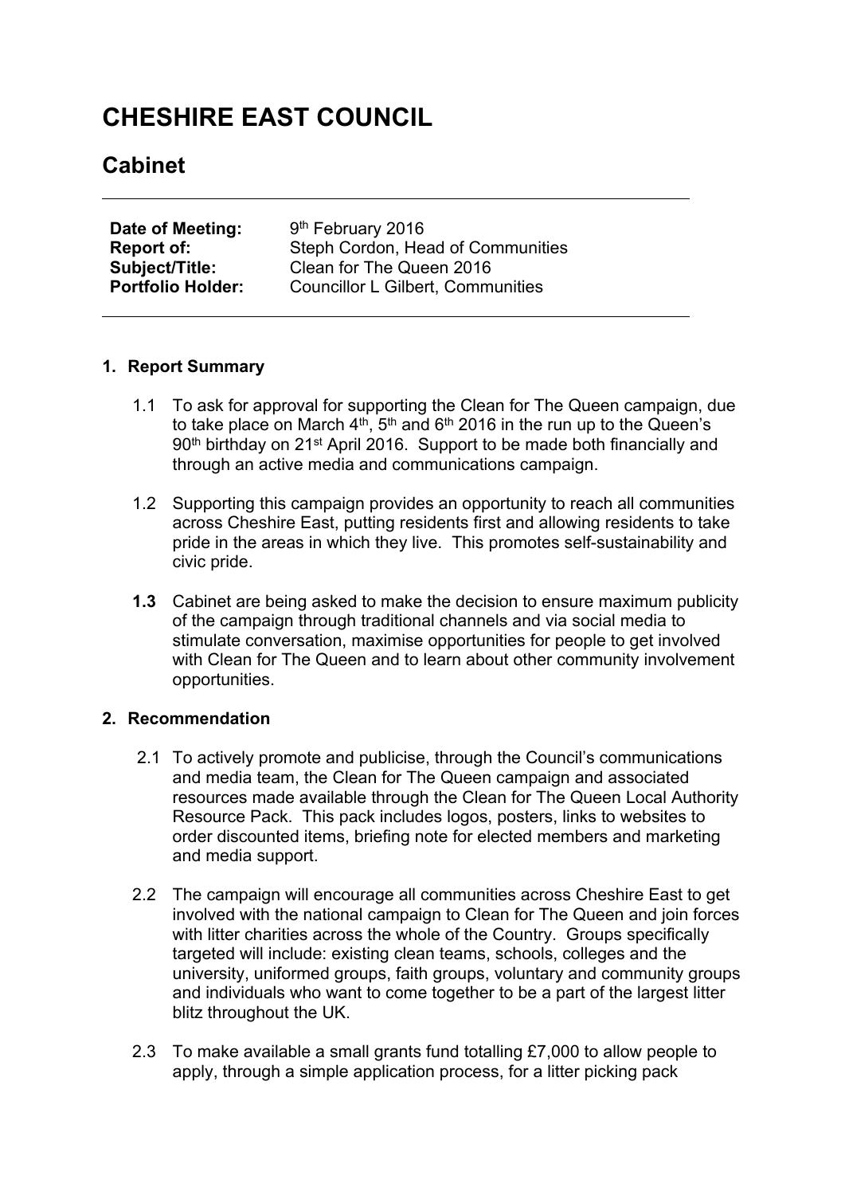# CHESHIRE EAST COUNCIL

## Cabinet

| | |
|---|---|
| **Date of Meeting:** | 9th February 2016 |
| **Report of:** | Steph Cordon, Head of Communities |
| **Subject/Title:** | Clean for The Queen 2016 |
| **Portfolio Holder:** | Councillor L Gilbert, Communities |

### 1. Report Summary

1.1 To ask for approval for supporting the Clean for The Queen campaign, due to take place on March 4th, 5th and 6th 2016 in the run up to the Queen's 90th birthday on 21st April 2016. Support to be made both financially and through an active media and communications campaign.

1.2 Supporting this campaign provides an opportunity to reach all communities across Cheshire East, putting residents first and allowing residents to take pride in the areas in which they live. This promotes self-sustainability and civic pride.

**1.3** Cabinet are being asked to make the decision to ensure maximum publicity of the campaign through traditional channels and via social media to stimulate conversation, maximise opportunities for people to get involved with Clean for The Queen and to learn about other community involvement opportunities.

### 2. Recommendation

2.1 To actively promote and publicise, through the Council's communications and media team, the Clean for The Queen campaign and associated resources made available through the Clean for The Queen Local Authority Resource Pack. This pack includes logos, posters, links to websites to order discounted items, briefing note for elected members and marketing and media support.

2.2 The campaign will encourage all communities across Cheshire East to get involved with the national campaign to Clean for The Queen and join forces with litter charities across the whole of the Country. Groups specifically targeted will include: existing clean teams, schools, colleges and the university, uniformed groups, faith groups, voluntary and community groups and individuals who want to come together to be a part of the largest litter blitz throughout the UK.

2.3 To make available a small grants fund totalling £7,000 to allow people to apply, through a simple application process, for a litter picking pack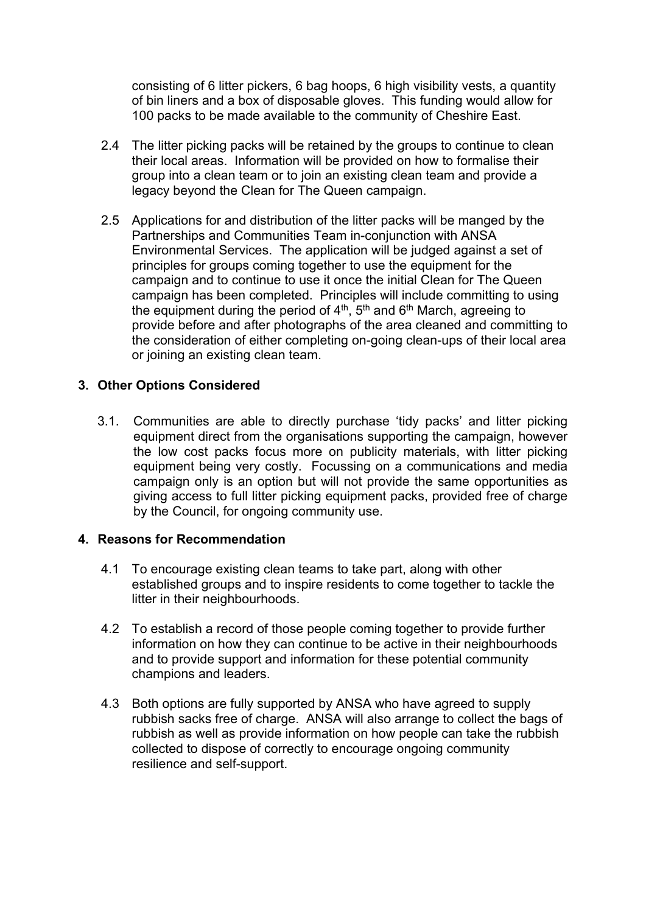consisting of 6 litter pickers, 6 bag hoops, 6 high visibility vests, a quantity of bin liners and a box of disposable gloves. This funding would allow for 100 packs to be made available to the community of Cheshire East.

2.4 The litter picking packs will be retained by the groups to continue to clean their local areas. Information will be provided on how to formalise their group into a clean team or to join an existing clean team and provide a legacy beyond the Clean for The Queen campaign.

2.5 Applications for and distribution of the litter packs will be manged by the Partnerships and Communities Team in-conjunction with ANSA Environmental Services. The application will be judged against a set of principles for groups coming together to use the equipment for the campaign and to continue to use it once the initial Clean for The Queen campaign has been completed. Principles will include committing to using the equipment during the period of 4th, 5th and 6th March, agreeing to provide before and after photographs of the area cleaned and committing to the consideration of either completing on-going clean-ups of their local area or joining an existing clean team.

## 3. Other Options Considered

3.1. Communities are able to directly purchase 'tidy packs' and litter picking equipment direct from the organisations supporting the campaign, however the low cost packs focus more on publicity materials, with litter picking equipment being very costly. Focussing on a communications and media campaign only is an option but will not provide the same opportunities as giving access to full litter picking equipment packs, provided free of charge by the Council, for ongoing community use.

## 4. Reasons for Recommendation

4.1 To encourage existing clean teams to take part, along with other established groups and to inspire residents to come together to tackle the litter in their neighbourhoods.

4.2 To establish a record of those people coming together to provide further information on how they can continue to be active in their neighbourhoods and to provide support and information for these potential community champions and leaders.

4.3 Both options are fully supported by ANSA who have agreed to supply rubbish sacks free of charge. ANSA will also arrange to collect the bags of rubbish as well as provide information on how people can take the rubbish collected to dispose of correctly to encourage ongoing community resilience and self-support.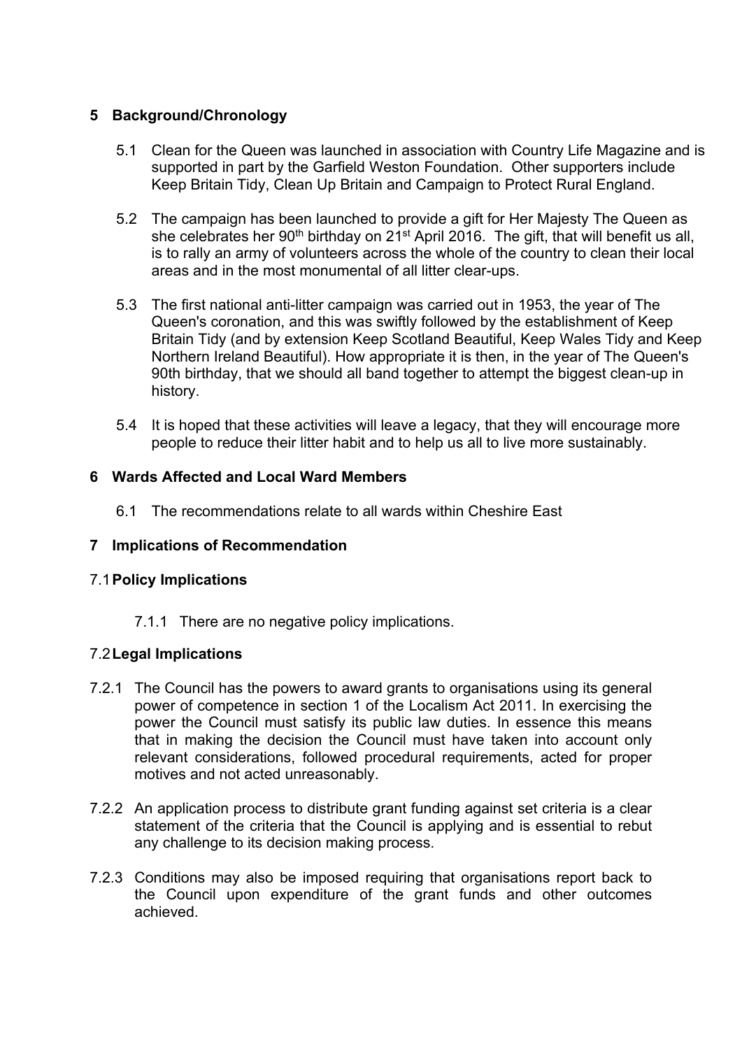## 5 Background/Chronology

5.1 Clean for the Queen was launched in association with Country Life Magazine and is supported in part by the Garfield Weston Foundation. Other supporters include Keep Britain Tidy, Clean Up Britain and Campaign to Protect Rural England.

5.2 The campaign has been launched to provide a gift for Her Majesty The Queen as she celebrates her 90th birthday on 21st April 2016. The gift, that will benefit us all, is to rally an army of volunteers across the whole of the country to clean their local areas and in the most monumental of all litter clear-ups.

5.3 The first national anti-litter campaign was carried out in 1953, the year of The Queen's coronation, and this was swiftly followed by the establishment of Keep Britain Tidy (and by extension Keep Scotland Beautiful, Keep Wales Tidy and Keep Northern Ireland Beautiful). How appropriate it is then, in the year of The Queen's 90th birthday, that we should all band together to attempt the biggest clean-up in history.

5.4 It is hoped that these activities will leave a legacy, that they will encourage more people to reduce their litter habit and to help us all to live more sustainably.

## 6 Wards Affected and Local Ward Members

6.1 The recommendations relate to all wards within Cheshire East

## 7 Implications of Recommendation

### 7.1 Policy Implications

7.1.1 There are no negative policy implications.

### 7.2 Legal Implications

7.2.1 The Council has the powers to award grants to organisations using its general power of competence in section 1 of the Localism Act 2011. In exercising the power the Council must satisfy its public law duties. In essence this means that in making the decision the Council must have taken into account only relevant considerations, followed procedural requirements, acted for proper motives and not acted unreasonably.

7.2.2 An application process to distribute grant funding against set criteria is a clear statement of the criteria that the Council is applying and is essential to rebut any challenge to its decision making process.

7.2.3 Conditions may also be imposed requiring that organisations report back to the Council upon expenditure of the grant funds and other outcomes achieved.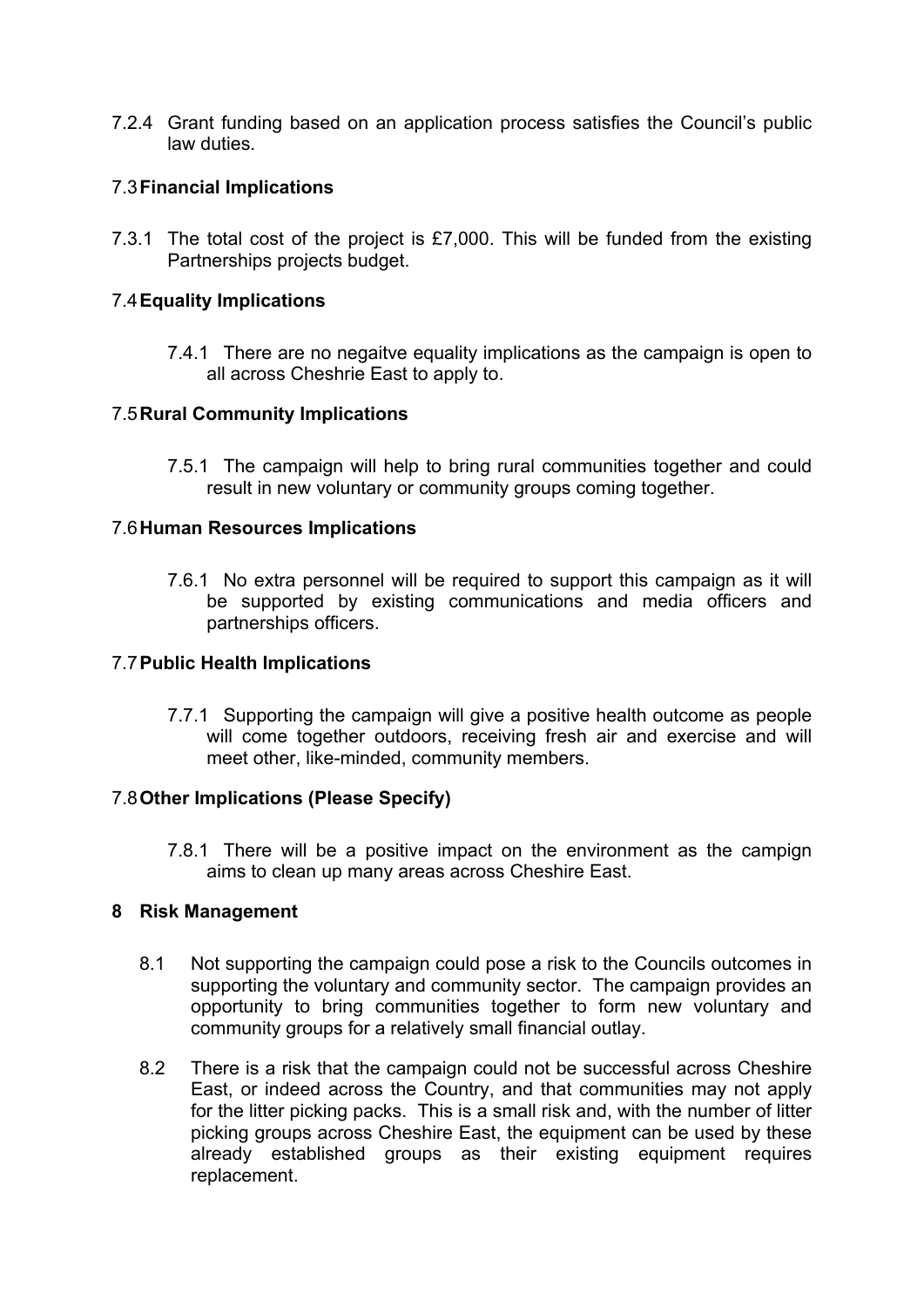7.2.4 Grant funding based on an application process satisfies the Council's public law duties.

### 7.3 Financial Implications

7.3.1 The total cost of the project is £7,000. This will be funded from the existing Partnerships projects budget.

### 7.4 Equality Implications

7.4.1 There are no negaitve equality implications as the campaign is open to all across Cheshrie East to apply to.

### 7.5 Rural Community Implications

7.5.1 The campaign will help to bring rural communities together and could result in new voluntary or community groups coming together.

### 7.6 Human Resources Implications

7.6.1 No extra personnel will be required to support this campaign as it will be supported by existing communications and media officers and partnerships officers.

### 7.7 Public Health Implications

7.7.1 Supporting the campaign will give a positive health outcome as people will come together outdoors, receiving fresh air and exercise and will meet other, like-minded, community members.

### 7.8 Other Implications (Please Specify)

7.8.1 There will be a positive impact on the environment as the campign aims to clean up many areas across Cheshire East.

## 8 Risk Management

8.1 Not supporting the campaign could pose a risk to the Councils outcomes in supporting the voluntary and community sector. The campaign provides an opportunity to bring communities together to form new voluntary and community groups for a relatively small financial outlay.

8.2 There is a risk that the campaign could not be successful across Cheshire East, or indeed across the Country, and that communities may not apply for the litter picking packs. This is a small risk and, with the number of litter picking groups across Cheshire East, the equipment can be used by these already established groups as their existing equipment requires replacement.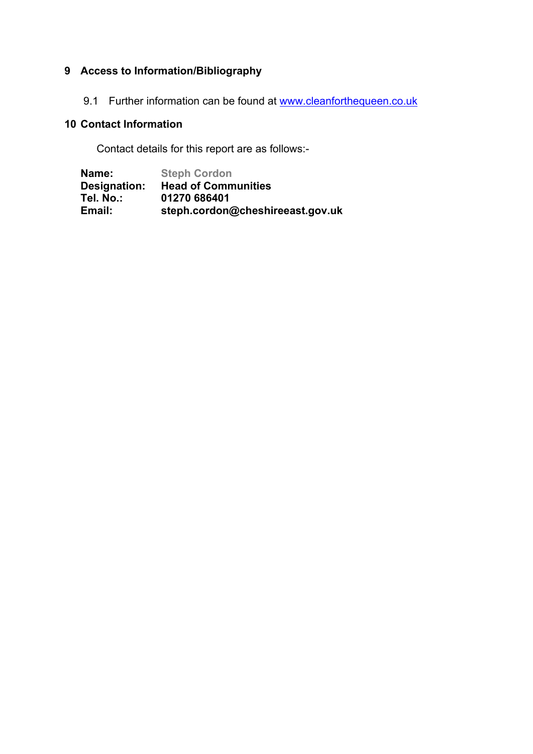## 9 Access to Information/Bibliography

9.1 Further information can be found at www.cleanforthequeen.co.uk

## 10 Contact Information

Contact details for this report are as follows:-

| | |
|---|---|
| **Name:** | **Steph Cordon** |
| **Designation:** | **Head of Communities** |
| **Tel. No.:** | **01270 686401** |
| **Email:** | **steph.cordon@cheshireeast.gov.uk** |